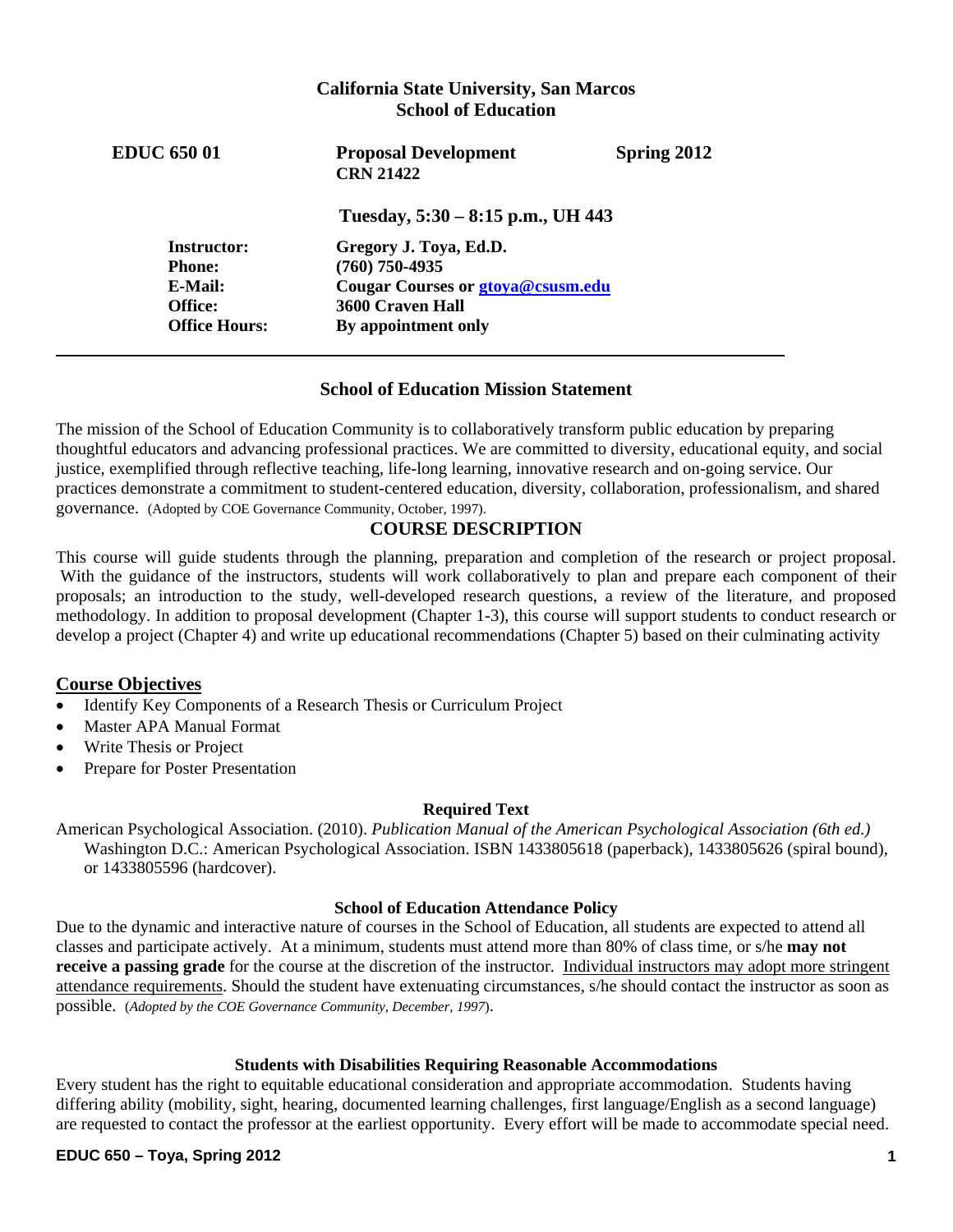**California State University, San Marcos**
**School of Education**

**EDUC 650 01** **Proposal Development** **Spring 2012**
**CRN 21422**

**Tuesday, 5:30 – 8:15 p.m., UH 443**

| | |
|---|---|
| **Instructor:** | **Gregory J. Toya, Ed.D.** |
| **Phone:** | **(760) 750-4935** |
| **E-Mail:** | **Cougar Courses or gtoya@csusm.edu** |
| **Office:** | **3600 Craven Hall** |
| **Office Hours:** | **By appointment only** |

---

### School of Education Mission Statement

The mission of the School of Education Community is to collaboratively transform public education by preparing thoughtful educators and advancing professional practices. We are committed to diversity, educational equity, and social justice, exemplified through reflective teaching, life-long learning, innovative research and on-going service. Our practices demonstrate a commitment to student-centered education, diversity, collaboration, professionalism, and shared governance. (Adopted by COE Governance Community, October, 1997).

## COURSE DESCRIPTION

This course will guide students through the planning, preparation and completion of the research or project proposal. With the guidance of the instructors, students will work collaboratively to plan and prepare each component of their proposals; an introduction to the study, well-developed research questions, a review of the literature, and proposed methodology. In addition to proposal development (Chapter 1-3), this course will support students to conduct research or develop a project (Chapter 4) and write up educational recommendations (Chapter 5) based on their culminating activity

## Course Objectives

- Identify Key Components of a Research Thesis or Curriculum Project
- Master APA Manual Format
- Write Thesis or Project
- Prepare for Poster Presentation

### Required Text

American Psychological Association. (2010). *Publication Manual of the American Psychological Association (6th ed.)* Washington D.C.: American Psychological Association. ISBN 1433805618 (paperback), 1433805626 (spiral bound), or 1433805596 (hardcover).

### School of Education Attendance Policy

Due to the dynamic and interactive nature of courses in the School of Education, all students are expected to attend all classes and participate actively. At a minimum, students must attend more than 80% of class time, or s/he **may not receive a passing grade** for the course at the discretion of the instructor. Individual instructors may adopt more stringent attendance requirements. Should the student have extenuating circumstances, s/he should contact the instructor as soon as possible. (*Adopted by the COE Governance Community, December, 1997*).

### Students with Disabilities Requiring Reasonable Accommodations

Every student has the right to equitable educational consideration and appropriate accommodation. Students having differing ability (mobility, sight, hearing, documented learning challenges, first language/English as a second language) are requested to contact the professor at the earliest opportunity. Every effort will be made to accommodate special need.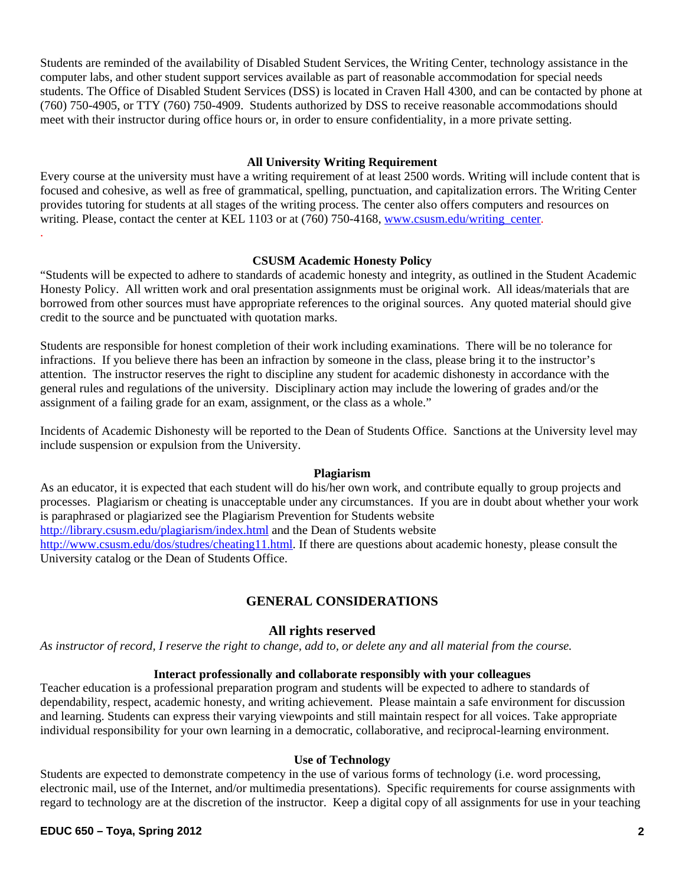Students are reminded of the availability of Disabled Student Services, the Writing Center, technology assistance in the computer labs, and other student support services available as part of reasonable accommodation for special needs students. The Office of Disabled Student Services (DSS) is located in Craven Hall 4300, and can be contacted by phone at (760) 750-4905, or TTY (760) 750-4909. Students authorized by DSS to receive reasonable accommodations should meet with their instructor during office hours or, in order to ensure confidentiality, in a more private setting.

### All University Writing Requirement

Every course at the university must have a writing requirement of at least 2500 words. Writing will include content that is focused and cohesive, as well as free of grammatical, spelling, punctuation, and capitalization errors. The Writing Center provides tutoring for students at all stages of the writing process. The center also offers computers and resources on writing. Please, contact the center at KEL 1103 or at (760) 750-4168, [www.csusm.edu/writing_center](www.csusm.edu/writing_center).

### CSUSM Academic Honesty Policy

"Students will be expected to adhere to standards of academic honesty and integrity, as outlined in the Student Academic Honesty Policy. All written work and oral presentation assignments must be original work. All ideas/materials that are borrowed from other sources must have appropriate references to the original sources. Any quoted material should give credit to the source and be punctuated with quotation marks.

Students are responsible for honest completion of their work including examinations. There will be no tolerance for infractions. If you believe there has been an infraction by someone in the class, please bring it to the instructor's attention. The instructor reserves the right to discipline any student for academic dishonesty in accordance with the general rules and regulations of the university. Disciplinary action may include the lowering of grades and/or the assignment of a failing grade for an exam, assignment, or the class as a whole."

Incidents of Academic Dishonesty will be reported to the Dean of Students Office. Sanctions at the University level may include suspension or expulsion from the University.

### Plagiarism

As an educator, it is expected that each student will do his/her own work, and contribute equally to group projects and processes. Plagiarism or cheating is unacceptable under any circumstances. If you are in doubt about whether your work is paraphrased or plagiarized see the Plagiarism Prevention for Students website [http://library.csusm.edu/plagiarism/index.html](http://library.csusm.edu/plagiarism/index.html) and the Dean of Students website [http://www.csusm.edu/dos/studres/cheating11.html](http://www.csusm.edu/dos/studres/cheating11.html). If there are questions about academic honesty, please consult the University catalog or the Dean of Students Office.

## GENERAL CONSIDERATIONS

### All rights reserved

*As instructor of record, I reserve the right to change, add to, or delete any and all material from the course.*

### Interact professionally and collaborate responsibly with your colleagues

Teacher education is a professional preparation program and students will be expected to adhere to standards of dependability, respect, academic honesty, and writing achievement. Please maintain a safe environment for discussion and learning. Students can express their varying viewpoints and still maintain respect for all voices. Take appropriate individual responsibility for your own learning in a democratic, collaborative, and reciprocal-learning environment.

### Use of Technology

Students are expected to demonstrate competency in the use of various forms of technology (i.e. word processing, electronic mail, use of the Internet, and/or multimedia presentations). Specific requirements for course assignments with regard to technology are at the discretion of the instructor. Keep a digital copy of all assignments for use in your teaching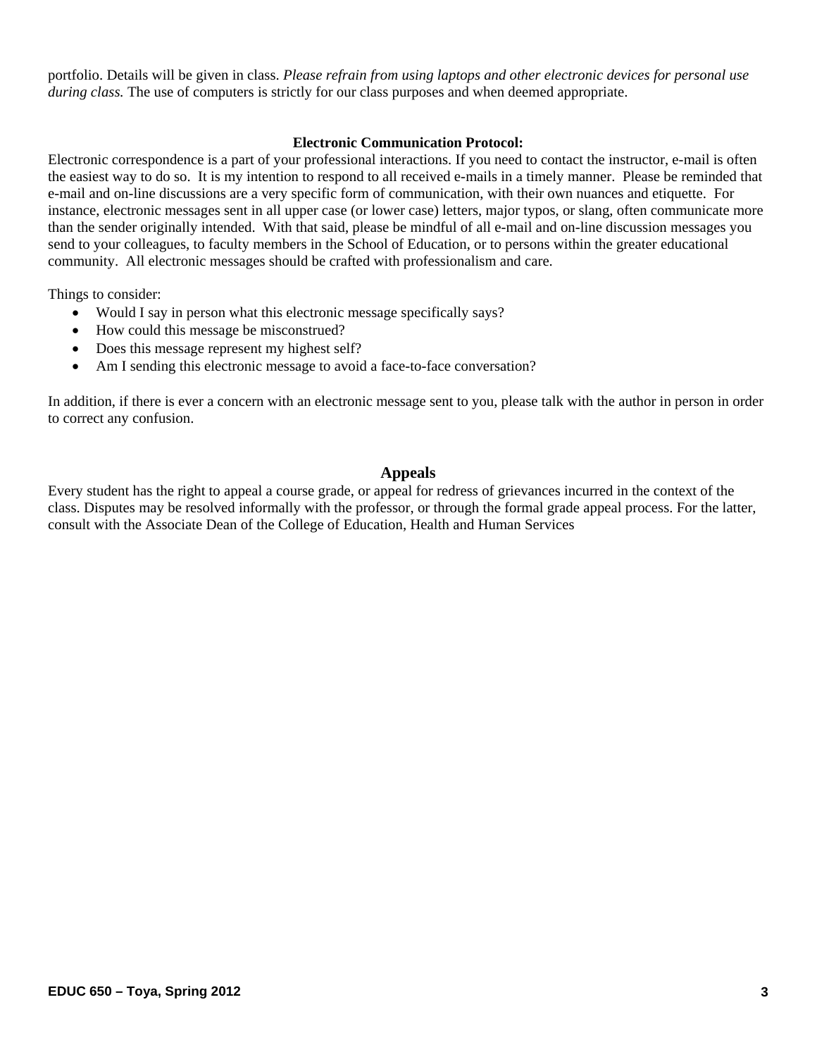portfolio. Details will be given in class. *Please refrain from using laptops and other electronic devices for personal use during class.* The use of computers is strictly for our class purposes and when deemed appropriate.

### Electronic Communication Protocol:

Electronic correspondence is a part of your professional interactions. If you need to contact the instructor, e-mail is often the easiest way to do so. It is my intention to respond to all received e-mails in a timely manner. Please be reminded that e-mail and on-line discussions are a very specific form of communication, with their own nuances and etiquette. For instance, electronic messages sent in all upper case (or lower case) letters, major typos, or slang, often communicate more than the sender originally intended. With that said, please be mindful of all e-mail and on-line discussion messages you send to your colleagues, to faculty members in the School of Education, or to persons within the greater educational community. All electronic messages should be crafted with professionalism and care.

Things to consider:

- Would I say in person what this electronic message specifically says?
- How could this message be misconstrued?
- Does this message represent my highest self?
- Am I sending this electronic message to avoid a face-to-face conversation?

In addition, if there is ever a concern with an electronic message sent to you, please talk with the author in person in order to correct any confusion.

## Appeals

Every student has the right to appeal a course grade, or appeal for redress of grievances incurred in the context of the class. Disputes may be resolved informally with the professor, or through the formal grade appeal process. For the latter, consult with the Associate Dean of the College of Education, Health and Human Services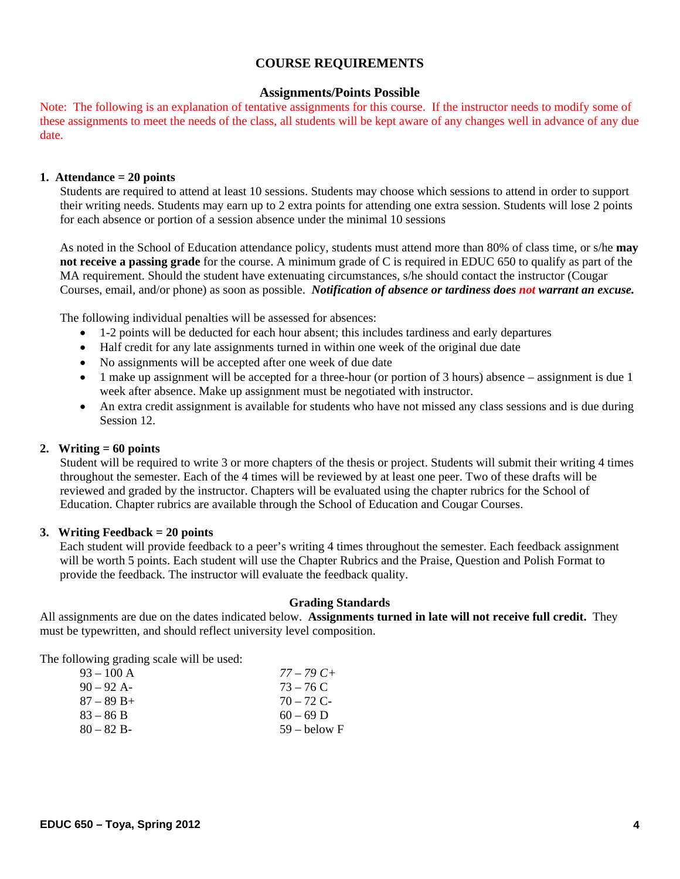## COURSE REQUIREMENTS

### Assignments/Points Possible

Note: The following is an explanation of tentative assignments for this course. If the instructor needs to modify some of these assignments to meet the needs of the class, all students will be kept aware of any changes well in advance of any due date.

**1. Attendance = 20 points**

Students are required to attend at least 10 sessions. Students may choose which sessions to attend in order to support their writing needs. Students may earn up to 2 extra points for attending one extra session. Students will lose 2 points for each absence or portion of a session absence under the minimal 10 sessions

As noted in the School of Education attendance policy, students must attend more than 80% of class time, or s/he **may not receive a passing grade** for the course. A minimum grade of C is required in EDUC 650 to qualify as part of the MA requirement. Should the student have extenuating circumstances, s/he should contact the instructor (Cougar Courses, email, and/or phone) as soon as possible. ***Notification of absence or tardiness does not warrant an excuse.***

The following individual penalties will be assessed for absences:

- 1-2 points will be deducted for each hour absent; this includes tardiness and early departures
- Half credit for any late assignments turned in within one week of the original due date
- No assignments will be accepted after one week of due date
- 1 make up assignment will be accepted for a three-hour (or portion of 3 hours) absence – assignment is due 1 week after absence. Make up assignment must be negotiated with instructor.
- An extra credit assignment is available for students who have not missed any class sessions and is due during Session 12.

**2. Writing = 60 points**

Student will be required to write 3 or more chapters of the thesis or project. Students will submit their writing 4 times throughout the semester. Each of the 4 times will be reviewed by at least one peer. Two of these drafts will be reviewed and graded by the instructor. Chapters will be evaluated using the chapter rubrics for the School of Education. Chapter rubrics are available through the School of Education and Cougar Courses.

**3. Writing Feedback = 20 points**

Each student will provide feedback to a peer's writing 4 times throughout the semester. Each feedback assignment will be worth 5 points. Each student will use the Chapter Rubrics and the Praise, Question and Polish Format to provide the feedback. The instructor will evaluate the feedback quality.

### Grading Standards

All assignments are due on the dates indicated below. **Assignments turned in late will not receive full credit.** They must be typewritten, and should reflect university level composition.

The following grading scale will be used:

| | |
|---|---|
| 93 – 100 A | *77 – 79 C+* |
| 90 – 92 A- | 73 – 76 C |
| 87 – 89 B+ | 70 – 72 C- |
| 83 – 86 B | 60 – 69 D |
| 80 – 82 B- | 59 – below F |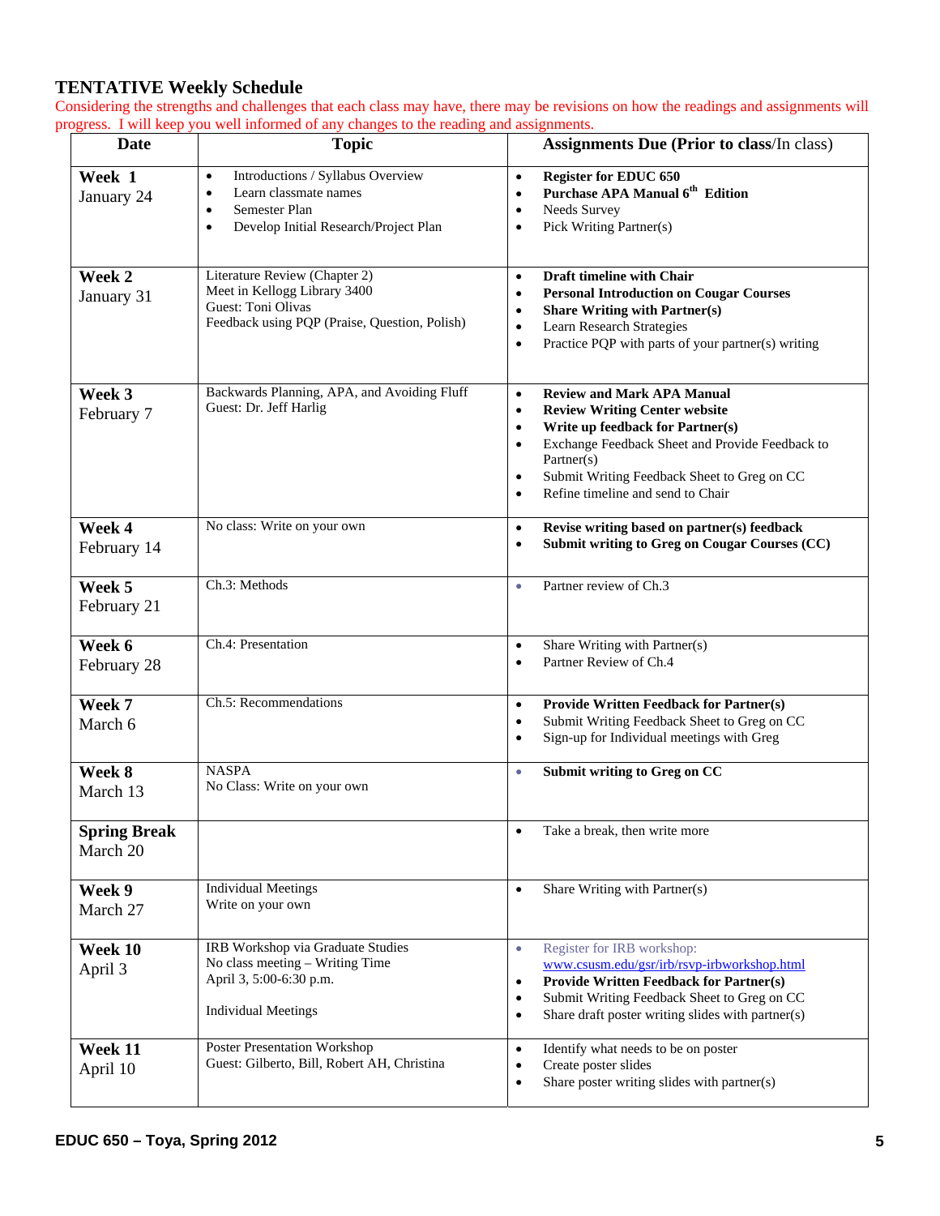## TENTATIVE Weekly Schedule

Considering the strengths and challenges that each class may have, there may be revisions on how the readings and assignments will progress. I will keep you well informed of any changes to the reading and assignments.

| Date | Topic | Assignments Due (Prior to class/In class) |
|---|---|---|
| **Week 1** January 24 | • Introductions / Syllabus Overview<br>• Learn classmate names<br>• Semester Plan<br>• Develop Initial Research/Project Plan | • **Register for EDUC 650**<br>• **Purchase APA Manual 6th Edition**<br>• Needs Survey<br>• Pick Writing Partner(s) |
| **Week 2** January 31 | Literature Review (Chapter 2)<br>Meet in Kellogg Library 3400<br>Guest: Toni Olivas<br>Feedback using PQP (Praise, Question, Polish) | • **Draft timeline with Chair**<br>• **Personal Introduction on Cougar Courses**<br>• **Share Writing with Partner(s)**<br>• Learn Research Strategies<br>• Practice PQP with parts of your partner(s) writing |
| **Week 3** February 7 | Backwards Planning, APA, and Avoiding Fluff<br>Guest: Dr. Jeff Harlig | • **Review and Mark APA Manual**<br>• **Review Writing Center website**<br>• **Write up feedback for Partner(s)**<br>• Exchange Feedback Sheet and Provide Feedback to Partner(s)<br>• Submit Writing Feedback Sheet to Greg on CC<br>• Refine timeline and send to Chair |
| **Week 4** February 14 | No class: Write on your own | • **Revise writing based on partner(s) feedback**<br>• **Submit writing to Greg on Cougar Courses (CC)** |
| **Week 5** February 21 | Ch.3: Methods | • Partner review of Ch.3 |
| **Week 6** February 28 | Ch.4: Presentation | • Share Writing with Partner(s)<br>• Partner Review of Ch.4 |
| **Week 7** March 6 | Ch.5: Recommendations | • **Provide Written Feedback for Partner(s)**<br>• Submit Writing Feedback Sheet to Greg on CC<br>• Sign-up for Individual meetings with Greg |
| **Week 8** March 13 | NASPA<br>No Class: Write on your own | • **Submit writing to Greg on CC** |
| **Spring Break** March 20 | | • Take a break, then write more |
| **Week 9** March 27 | Individual Meetings<br>Write on your own | • Share Writing with Partner(s) |
| **Week 10** April 3 | IRB Workshop via Graduate Studies<br>No class meeting – Writing Time<br>April 3, 5:00-6:30 p.m.<br><br>Individual Meetings | • Register for IRB workshop: www.csusm.edu/gsr/irb/rsvp-irbworkshop.html<br>• **Provide Written Feedback for Partner(s)**<br>• Submit Writing Feedback Sheet to Greg on CC<br>• Share draft poster writing slides with partner(s) |
| **Week 11** April 10 | Poster Presentation Workshop<br>Guest: Gilberto, Bill, Robert AH, Christina | • Identify what needs to be on poster<br>• Create poster slides<br>• Share poster writing slides with partner(s) |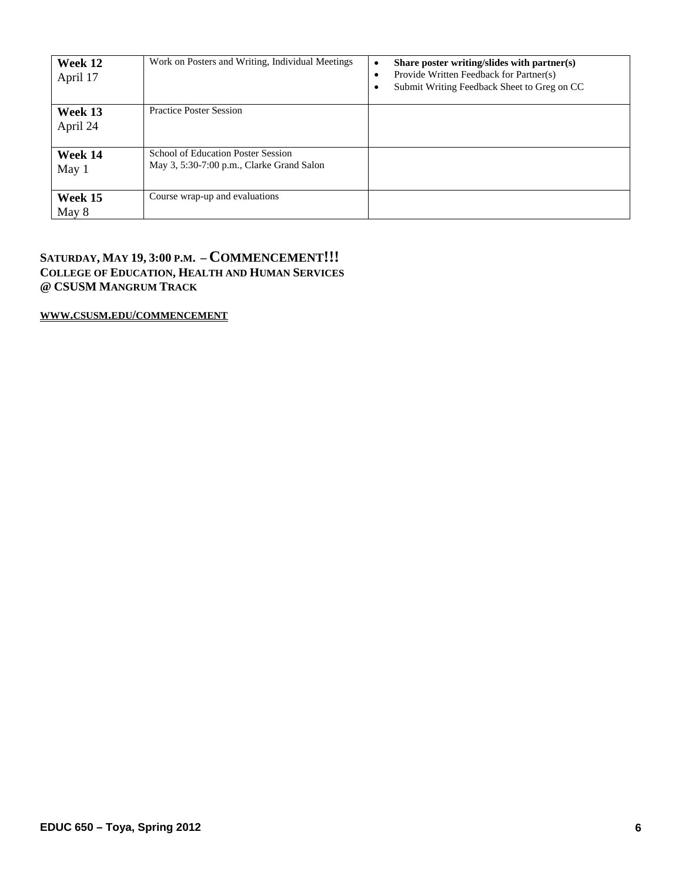| | | |
|---|---|---|
| **Week 12**<br>April 17 | Work on Posters and Writing, Individual Meetings | • **Share poster writing/slides with partner(s)**<br>• Provide Written Feedback for Partner(s)<br>• Submit Writing Feedback Sheet to Greg on CC |
| **Week 13**<br>April 24 | Practice Poster Session | |
| **Week 14**<br>May 1 | School of Education Poster Session<br>May 3, 5:30-7:00 p.m., Clarke Grand Salon | |
| **Week 15**<br>May 8 | Course wrap-up and evaluations | |

**SATURDAY, MAY 19, 3:00 P.M. – COMMENCEMENT!!!**
**COLLEGE OF EDUCATION, HEALTH AND HUMAN SERVICES**
**@ CSUSM MANGRUM TRACK**

**WWW.CSUSM.EDU/COMMENCEMENT**